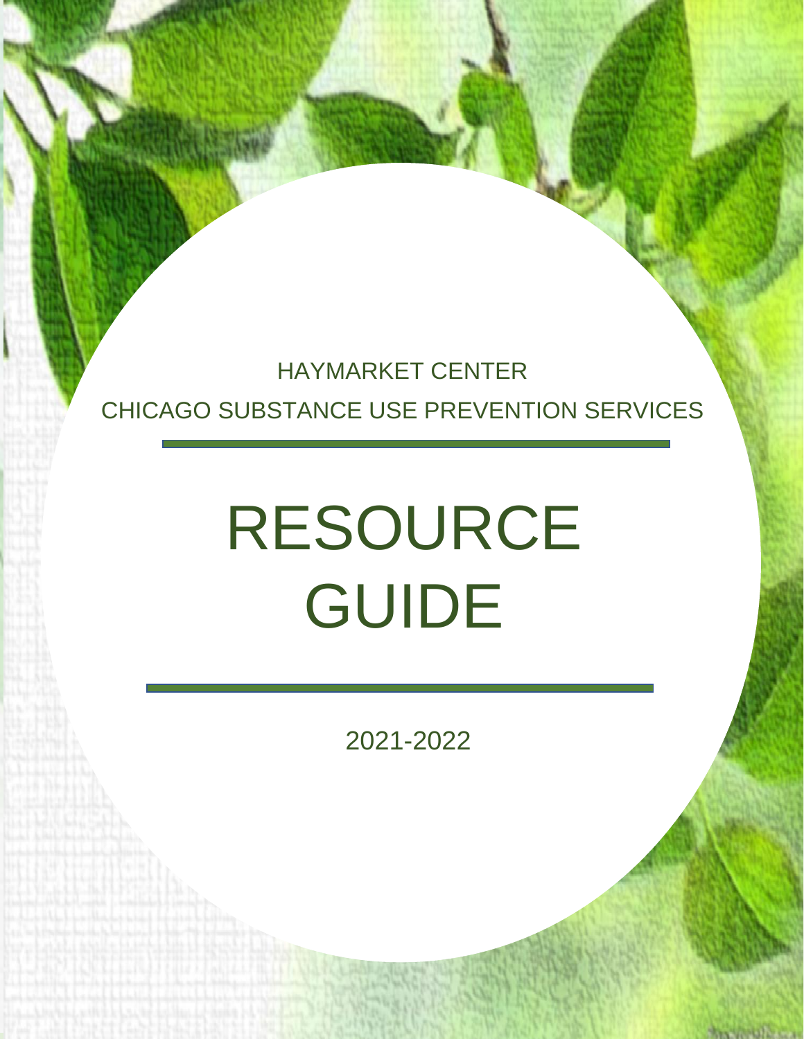HAYMARKET CENTER

CHICAGO SUBSTANCE USE PREVENTION SERVICES

# RESOURCE GUIDE

2021-2022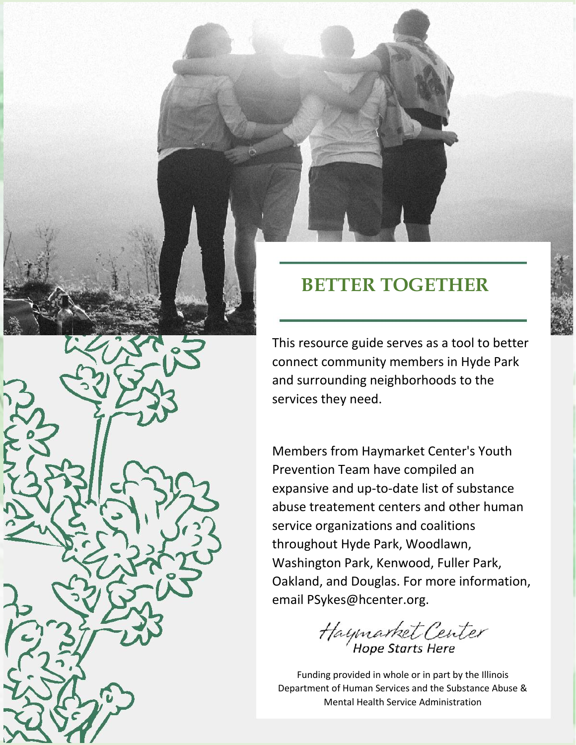# BETTER TOGETHER

This resource guide serves as a tool to better connect community members in Hyde Park and surrounding neighborhoods to the services they need.

Members from Haymarket Center's Youth Prevention Team have compiled an expansive and up-to-date list of substance abuse treatement centers and other human service organizations and coalitions throughout Hyde Park, Woodlawn, Washington Park, Kenwood, Fuller Park, Oakland, and Douglas. For more information, email PSykes@hcenter.org.

*Haymarket Center*
*Hope Starts Here*

Funding provided in whole or in part by the Illinois Department of Human Services and the Substance Abuse & Mental Health Service Administration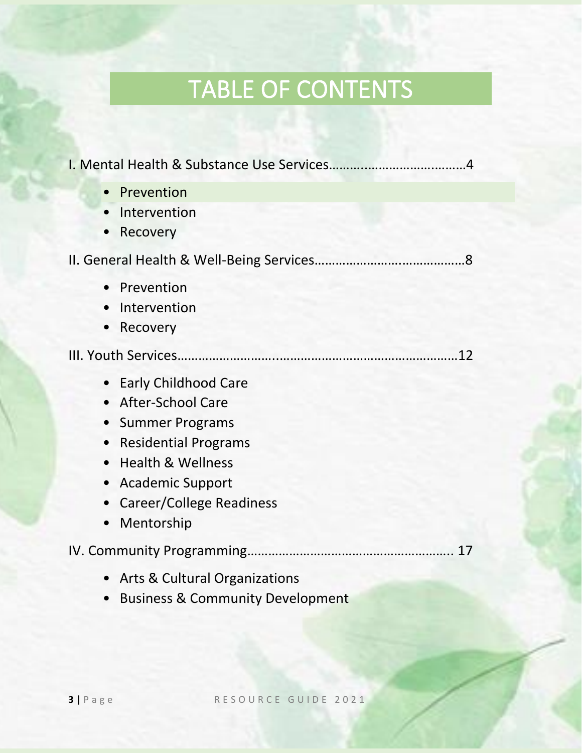# TABLE OF CONTENTS

I. Mental Health & Substance Use Services…………………………………4

- Prevention
- Intervention
- Recovery

II. General Health & Well-Being Services……………………………………8

- Prevention
- Intervention
- Recovery

III. Youth Services……………………………………………………………12

- Early Childhood Care
- After-School Care
- Summer Programs
- Residential Programs
- Health & Wellness
- Academic Support
- Career/College Readiness
- Mentorship

IV. Community Programming…………………………………………………. 17

- Arts & Cultural Organizations
- Business & Community Development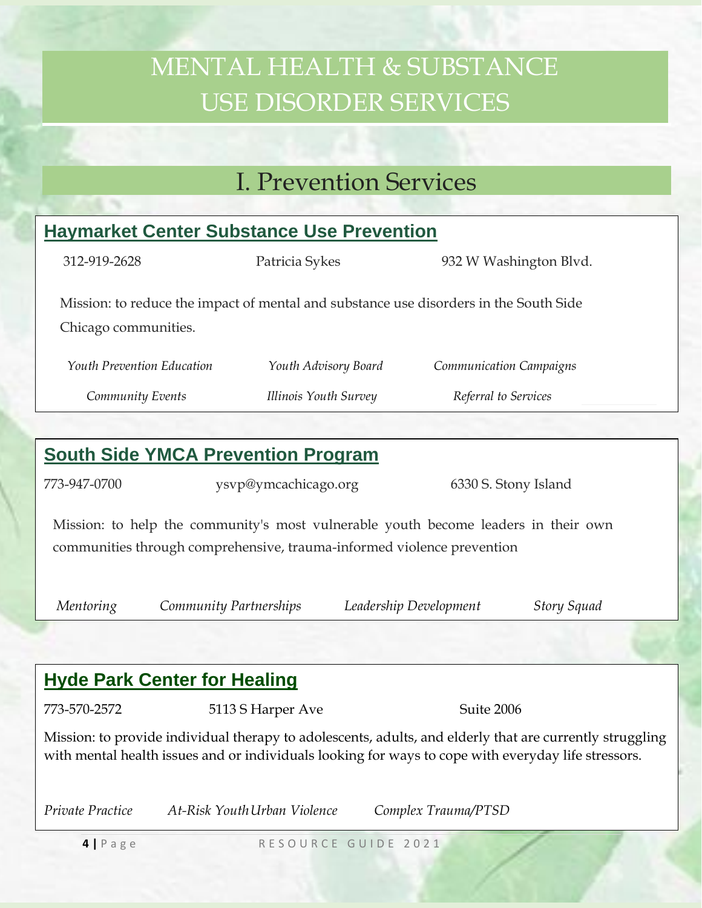# MENTAL HEALTH & SUBSTANCE USE DISORDER SERVICES

## I. Prevention Services

### Haymarket Center Substance Use Prevention

312-919-2628 Patricia Sykes 932 W Washington Blvd.

Mission: to reduce the impact of mental and substance use disorders in the South Side Chicago communities.

*Youth Prevention Education* *Youth Advisory Board* *Communication Campaigns*

*Community Events* *Illinois Youth Survey* *Referral to Services*

### South Side YMCA Prevention Program

773-947-0700 ysvp@ymcachicago.org 6330 S. Stony Island

Mission: to help the community's most vulnerable youth become leaders in their own communities through comprehensive, trauma-informed violence prevention

*Mentoring* *Community Partnerships* *Leadership Development* *Story Squad*

### Hyde Park Center for Healing

773-570-2572 5113 S Harper Ave Suite 2006

Mission: to provide individual therapy to adolescents, adults, and elderly that are currently struggling with mental health issues and or individuals looking for ways to cope with everyday life stressors.

*Private Practice* *At-Risk Youth* *Urban Violence* *Complex Trauma/PTSD*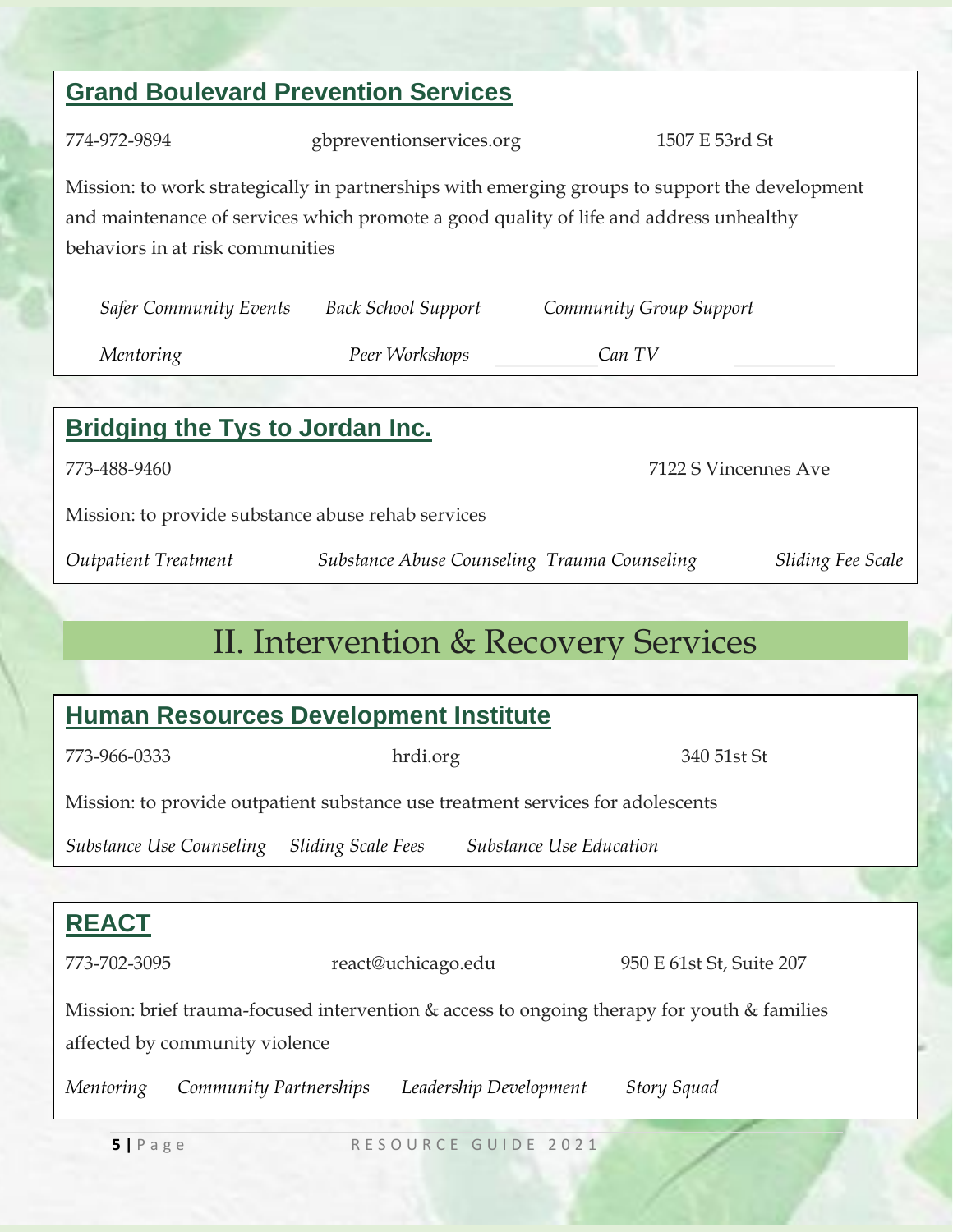## Grand Boulevard Prevention Services

774-972-9894 gbpreventionservices.org 1507 E 53rd St

Mission: to work strategically in partnerships with emerging groups to support the development and maintenance of services which promote a good quality of life and address unhealthy behaviors in at risk communities

*Safer Community Events* *Back School Support* *Community Group Support*

*Mentoring* *Peer Workshops* *Can TV*

## Bridging the Tys to Jordan Inc.

773-488-9460 7122 S Vincennes Ave

Mission: to provide substance abuse rehab services

*Outpatient Treatment* *Substance Abuse Counseling* *Trauma Counseling* *Sliding Fee Scale*

# II. Intervention & Recovery Services

## Human Resources Development Institute

773-966-0333 hrdi.org 340 51st St

Mission: to provide outpatient substance use treatment services for adolescents

*Substance Use Counseling* *Sliding Scale Fees* *Substance Use Education*

## REACT

773-702-3095 react@uchicago.edu 950 E 61st St, Suite 207

Mission: brief trauma-focused intervention & access to ongoing therapy for youth & families affected by community violence

*Mentoring* *Community Partnerships* *Leadership Development* *Story Squad*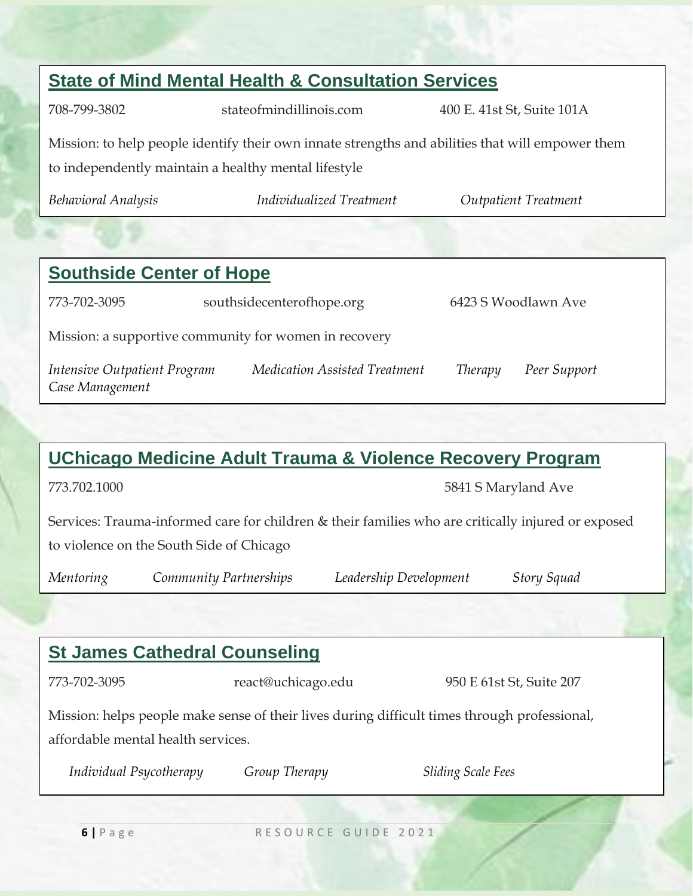## State of Mind Mental Health & Consultation Services

708-799-3802 stateofmindillinois.com 400 E. 41st St, Suite 101A

Mission: to help people identify their own innate strengths and abilities that will empower them to independently maintain a healthy mental lifestyle

*Behavioral Analysis* *Individualized Treatment* *Outpatient Treatment*

## Southside Center of Hope

773-702-3095 southsidecenterofhope.org 6423 S Woodlawn Ave

Mission: a supportive community for women in recovery

*Intensive Outpatient Program* *Medication Assisted Treatment* *Therapy* *Peer Support* *Case Management*

## UChicago Medicine Adult Trauma & Violence Recovery Program

773.702.1000 5841 S Maryland Ave

Services: Trauma-informed care for children & their families who are critically injured or exposed to violence on the South Side of Chicago

*Mentoring* *Community Partnerships* *Leadership Development* *Story Squad*

## St James Cathedral Counseling

773-702-3095 react@uchicago.edu 950 E 61st St, Suite 207

Mission: helps people make sense of their lives during difficult times through professional, affordable mental health services.

*Individual Psycotherapy* *Group Therapy* *Sliding Scale Fees*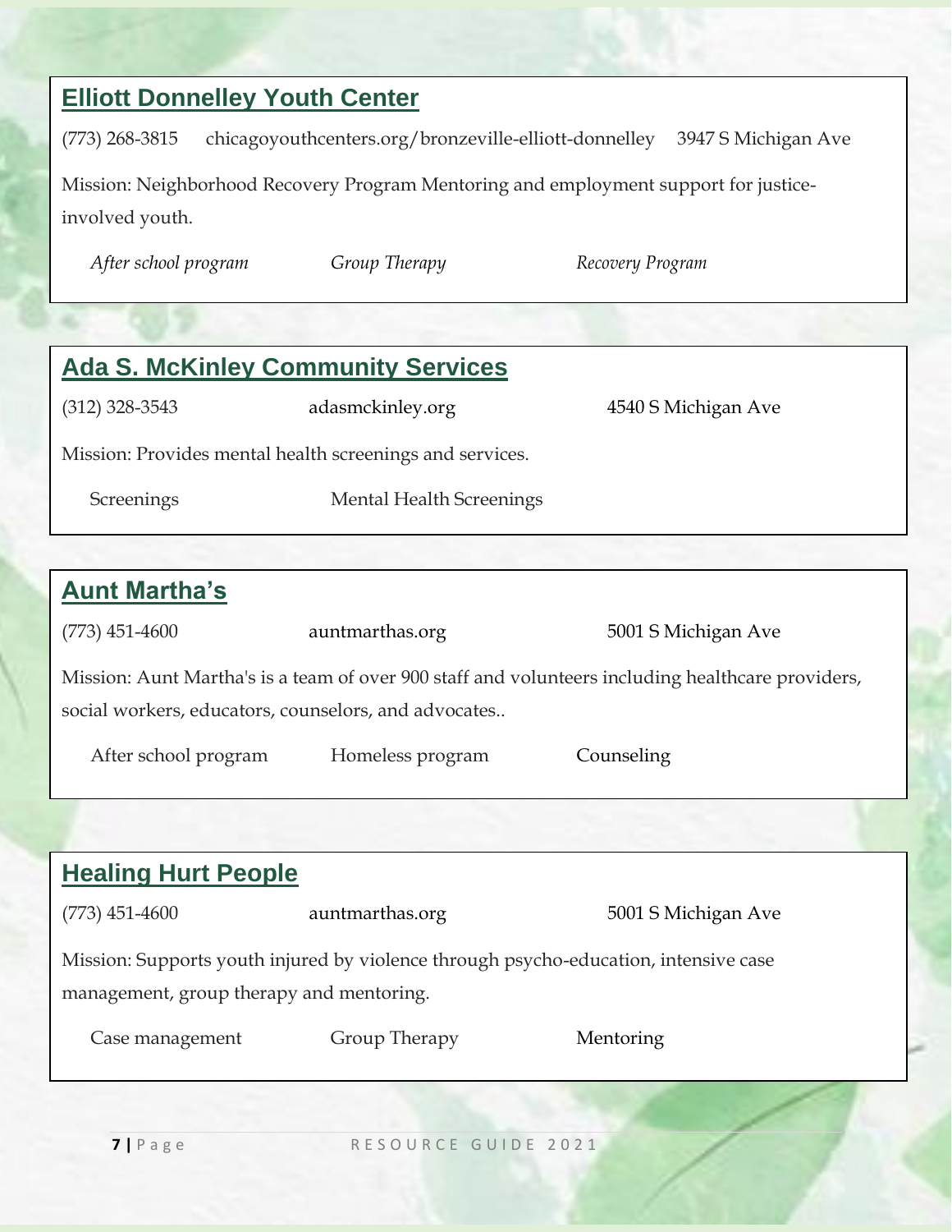## Elliott Donnelley Youth Center

(773) 268-3815 chicagoyouthcenters.org/bronzeville-elliott-donnelley 3947 S Michigan Ave

Mission: Neighborhood Recovery Program Mentoring and employment support for justice-involved youth.

*After school program* *Group Therapy* *Recovery Program*

## Ada S. McKinley Community Services

(312) 328-3543 adasmckinley.org 4540 S Michigan Ave

Mission: Provides mental health screenings and services.

Screenings Mental Health Screenings

## Aunt Martha's

(773) 451-4600 auntmarthas.org 5001 S Michigan Ave

Mission: Aunt Martha's is a team of over 900 staff and volunteers including healthcare providers, social workers, educators, counselors, and advocates..

After school program Homeless program Counseling

## Healing Hurt People

(773) 451-4600 auntmarthas.org 5001 S Michigan Ave

Mission: Supports youth injured by violence through psycho-education, intensive case management, group therapy and mentoring.

Case management Group Therapy Mentoring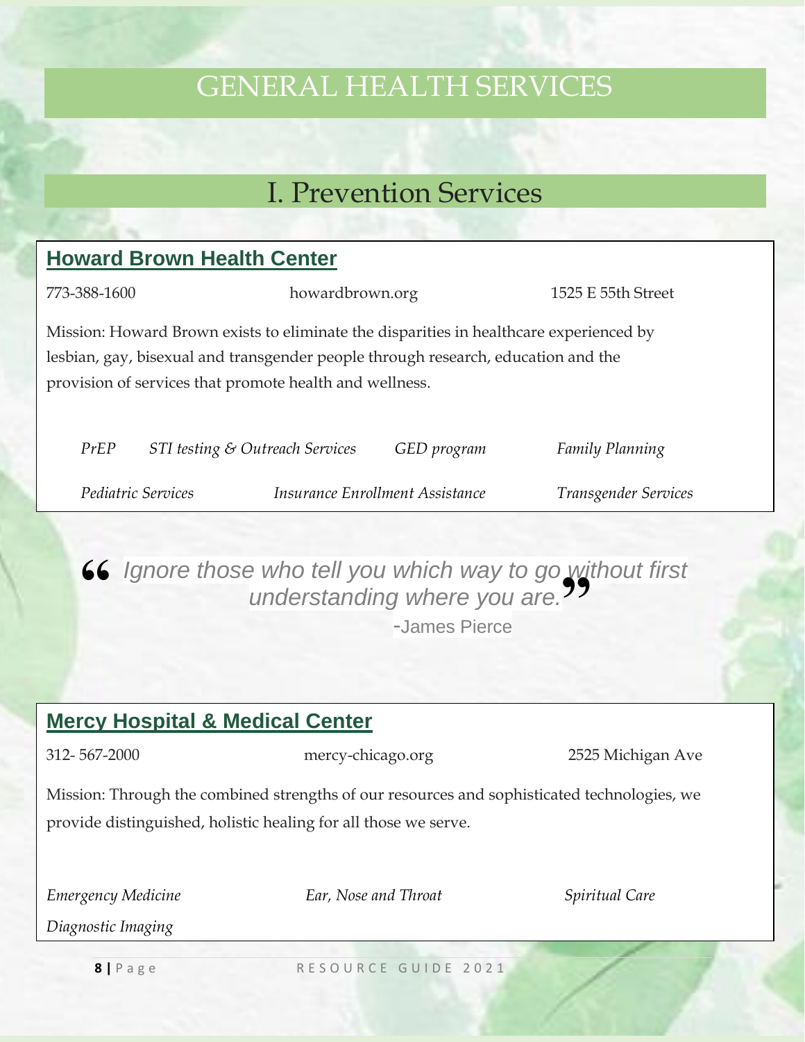# GENERAL HEALTH SERVICES

## I. Prevention Services

### Howard Brown Health Center

773-388-1600 howardbrown.org 1525 E 55th Street

Mission: Howard Brown exists to eliminate the disparities in healthcare experienced by lesbian, gay, bisexual and transgender people through research, education and the provision of services that promote health and wellness.

*PrEP* *STI testing & Outreach Services* *GED program* *Family Planning*

*Pediatric Services* *Insurance Enrollment Assistance* *Transgender Services*

> *"Ignore those who tell you which way to go without first understanding where you are."*
>
> -James Pierce

### Mercy Hospital & Medical Center

312- 567-2000 mercy-chicago.org 2525 Michigan Ave

Mission: Through the combined strengths of our resources and sophisticated technologies, we provide distinguished, holistic healing for all those we serve.

*Emergency Medicine* *Ear, Nose and Throat* *Spiritual Care*

*Diagnostic Imaging*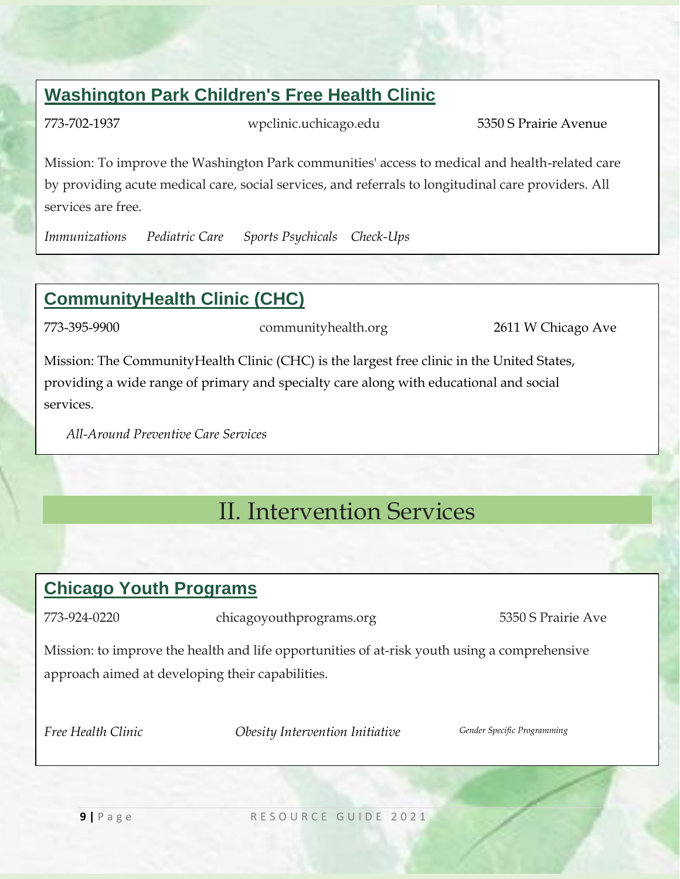### Washington Park Children's Free Health Clinic

773-702-1937 wpclinic.uchicago.edu 5350 S Prairie Avenue

Mission: To improve the Washington Park communities' access to medical and health-related care by providing acute medical care, social services, and referrals to longitudinal care providers. All services are free.

*Immunizations* *Pediatric Care* *Sports Psychicals* *Check-Ups*

### CommunityHealth Clinic (CHC)

773-395-9900 communityhealth.org 2611 W Chicago Ave

Mission: The CommunityHealth Clinic (CHC) is the largest free clinic in the United States, providing a wide range of primary and specialty care along with educational and social services.

*All-Around Preventive Care Services*

## II. Intervention Services

### Chicago Youth Programs

773-924-0220 chicagoyouthprograms.org 5350 S Prairie Ave

Mission: to improve the health and life opportunities of at-risk youth using a comprehensive approach aimed at developing their capabilities.

*Free Health Clinic* *Obesity Intervention Initiative* *Gender Specific Programming*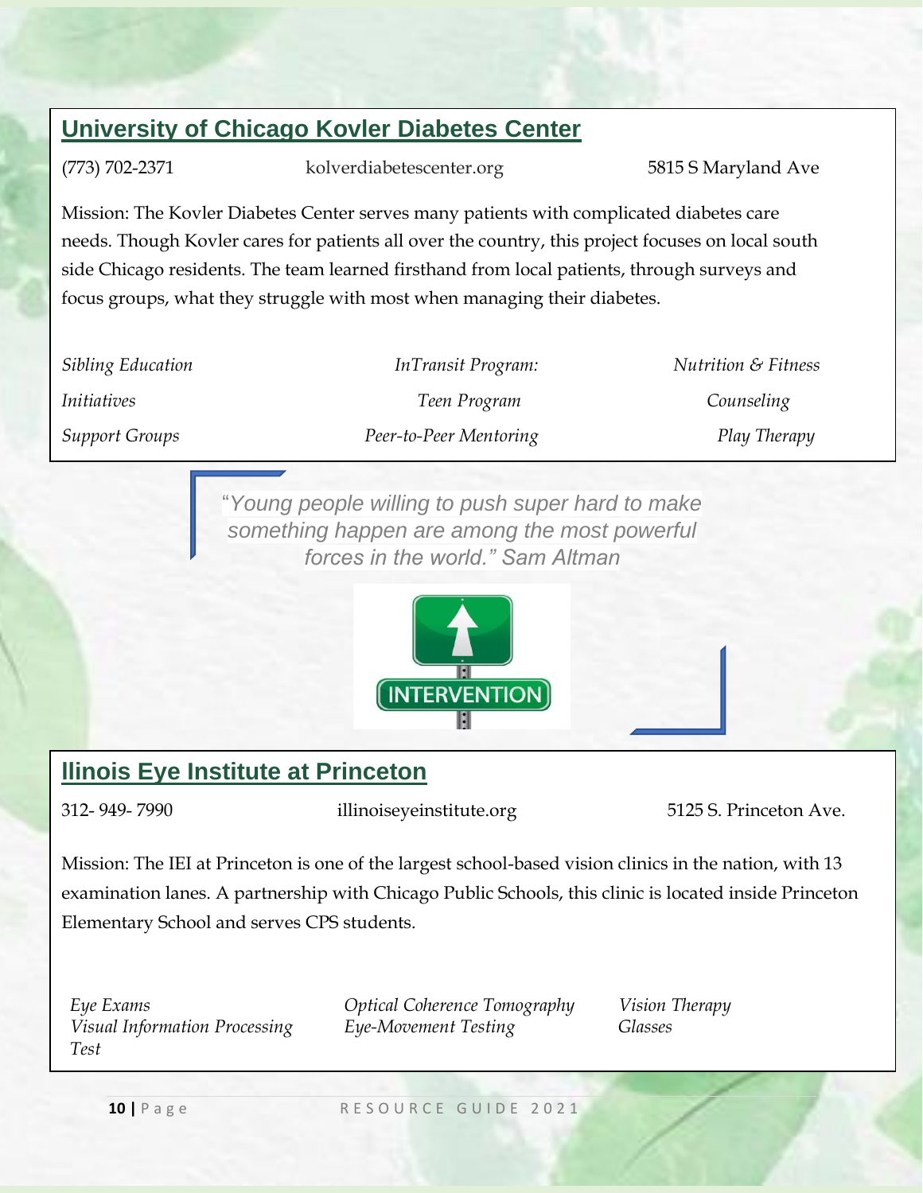## University of Chicago Kovler Diabetes Center

(773) 702-2371 kolverdiabetescenter.org 5815 S Maryland Ave

Mission: The Kovler Diabetes Center serves many patients with complicated diabetes care needs. Though Kovler cares for patients all over the country, this project focuses on local south side Chicago residents. The team learned firsthand from local patients, through surveys and focus groups, what they struggle with most when managing their diabetes.

*Sibling Education Initiatives*

*Support Groups*

*InTransit Program: Teen Program*

*Peer-to-Peer Mentoring*

*Nutrition & Fitness Counseling*

*Play Therapy*

> *"Young people willing to push super hard to make something happen are among the most powerful forces in the world." Sam Altman*

INTERVENTION

## Ilinois Eye Institute at Princeton

312- 949- 7990 illinoiseyeinstitute.org 5125 S. Princeton Ave.

Mission: The IEI at Princeton is one of the largest school-based vision clinics in the nation, with 13 examination lanes. A partnership with Chicago Public Schools, this clinic is located inside Princeton Elementary School and serves CPS students.

*Eye Exams*

*Visual Information Processing Test*

*Optical Coherence Tomography*

*Eye-Movement Testing*

*Vision Therapy*

*Glasses*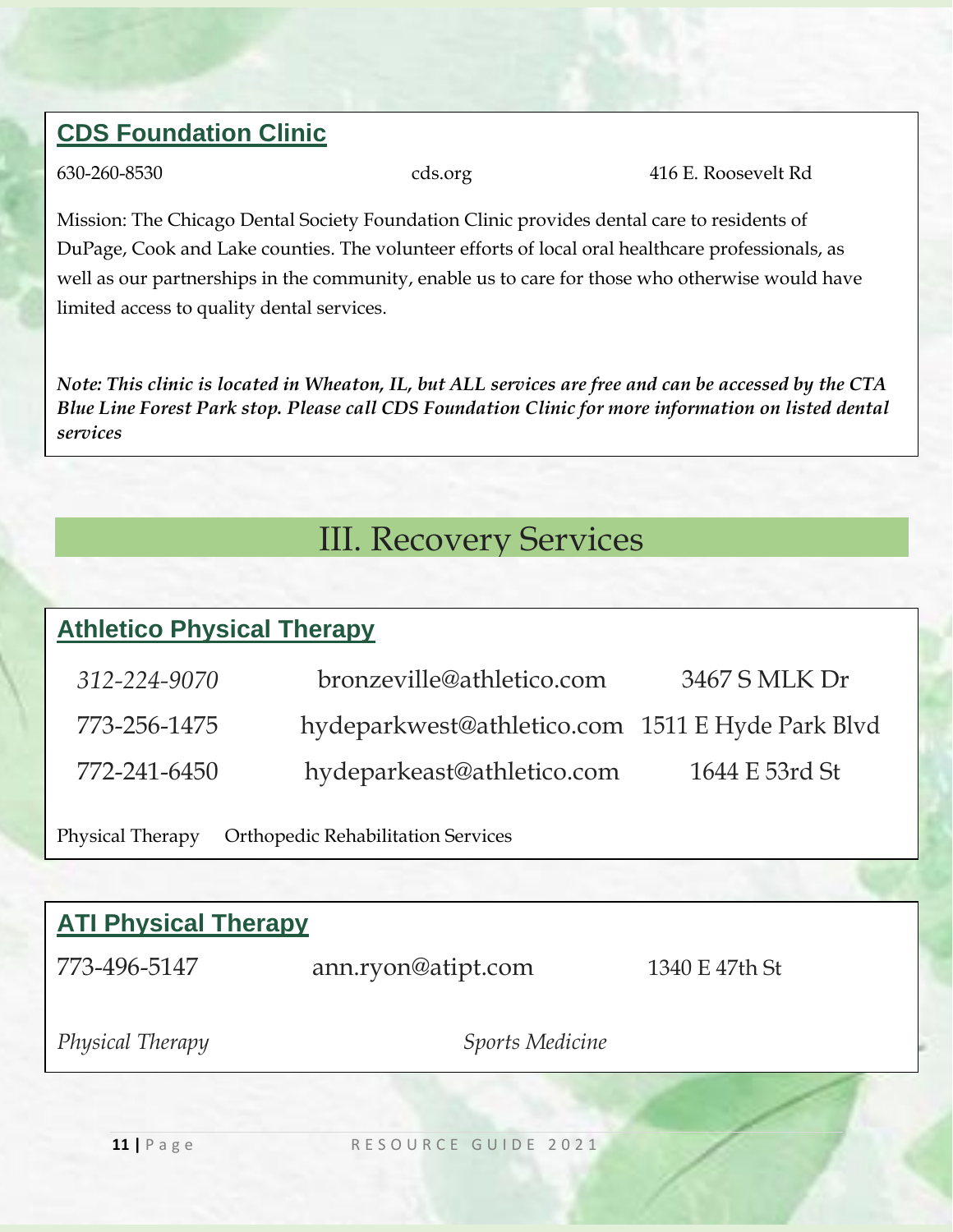### CDS Foundation Clinic

630-260-8530 | cds.org | 416 E. Roosevelt Rd

Mission: The Chicago Dental Society Foundation Clinic provides dental care to residents of DuPage, Cook and Lake counties. The volunteer efforts of local oral healthcare professionals, as well as our partnerships in the community, enable us to care for those who otherwise would have limited access to quality dental services.

***Note: This clinic is located in Wheaton, IL, but ALL services are free and can be accessed by the CTA Blue Line Forest Park stop. Please call CDS Foundation Clinic for more information on listed dental services***

## III. Recovery Services

### Athletico Physical Therapy

| | | |
|---|---|---|
| *312-224-9070* | bronzeville@athletico.com | 3467 S MLK Dr |
| 773-256-1475 | hydeparkwest@athletico.com | 1511 E Hyde Park Blvd |
| 772-241-6450 | hydeparkeast@athletico.com | 1644 E 53rd St |

Physical Therapy     Orthopedic Rehabilitation Services

### ATI Physical Therapy

773-496-5147 | ann.ryon@atipt.com | 1340 E 47th St

*Physical Therapy*     *Sports Medicine*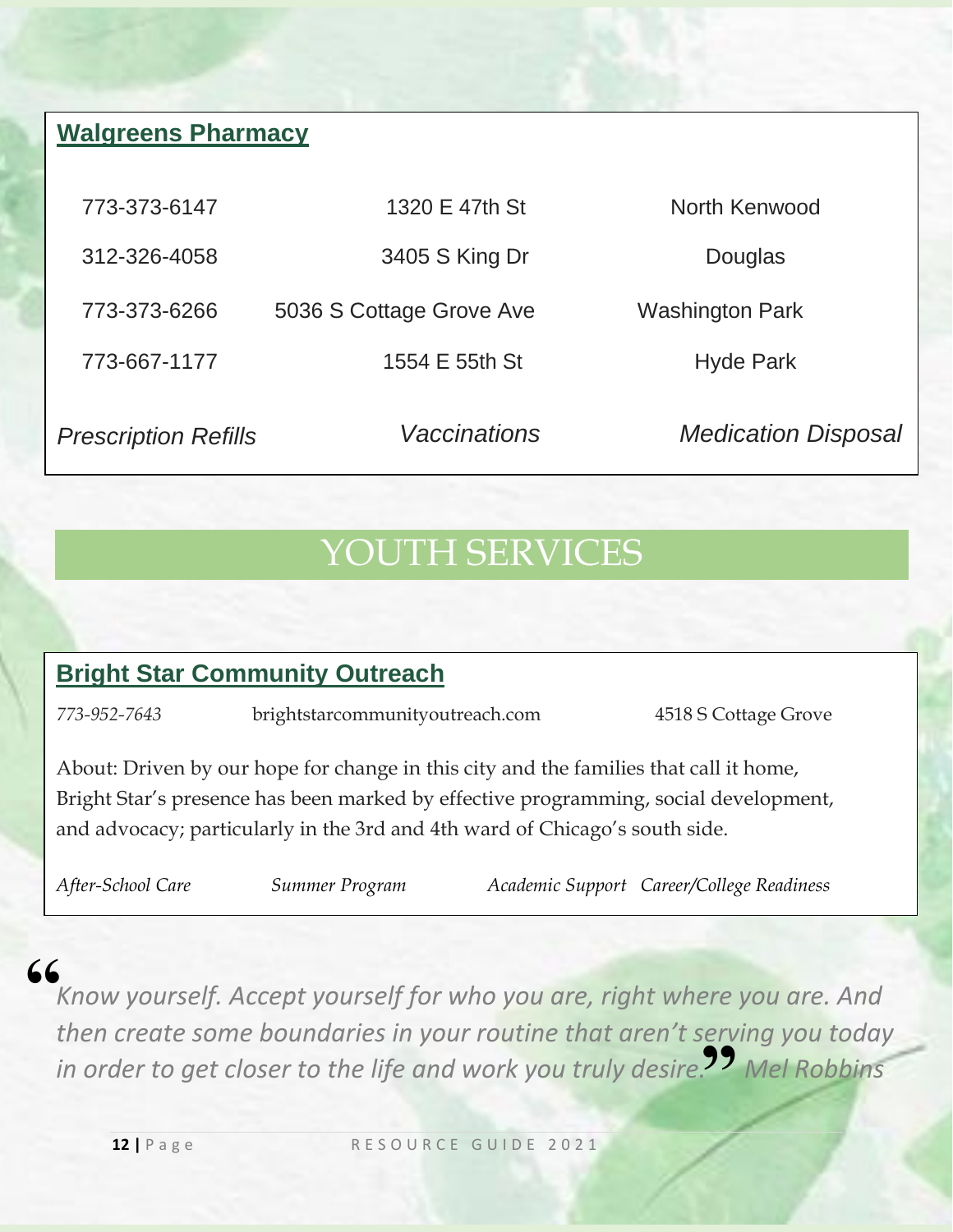## Walgreens Pharmacy

| | | |
|---|---|---|
| 773-373-6147 | 1320 E 47th St | North Kenwood |
| 312-326-4058 | 3405 S King Dr | Douglas |
| 773-373-6266 | 5036 S Cottage Grove Ave | Washington Park |
| 773-667-1177 | 1554 E 55th St | Hyde Park |

*Prescription Refills* *Vaccinations* *Medication Disposal*

# YOUTH SERVICES

## Bright Star Community Outreach

*773-952-7643* brightstarcommunityoutreach.com 4518 S Cottage Grove

About: Driven by our hope for change in this city and the families that call it home, Bright Star's presence has been marked by effective programming, social development, and advocacy; particularly in the 3rd and 4th ward of Chicago's south side.

*After-School Care* *Summer Program* *Academic Support* *Career/College Readiness*

"*Know yourself. Accept yourself for who you are, right where you are. And then create some boundaries in your routine that aren't serving you today in order to get closer to the life and work you truly desire.*" *Mel Robbins*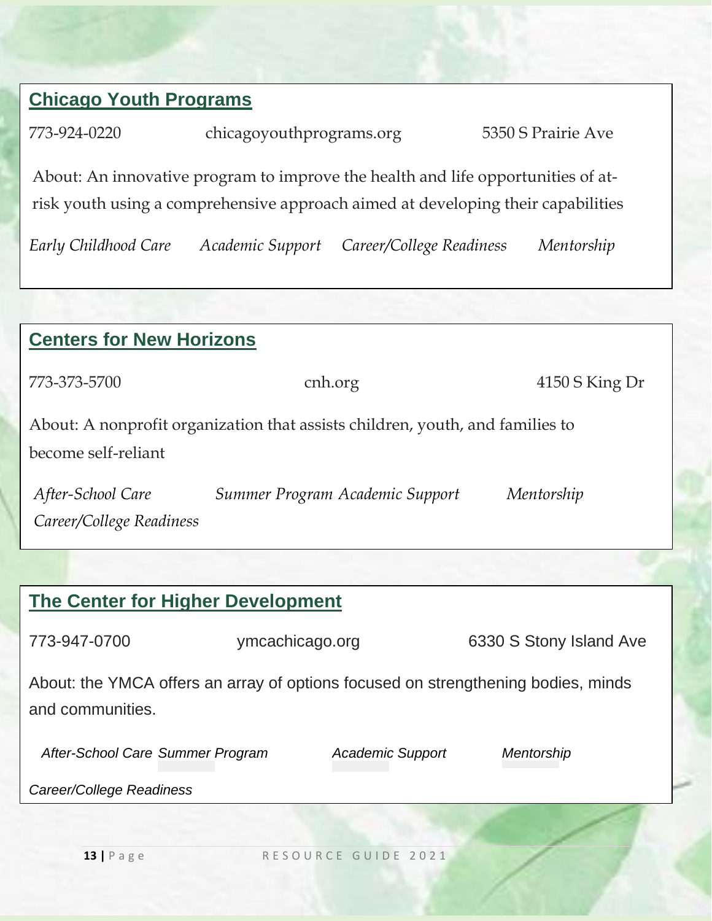## Chicago Youth Programs

773-924-0220 chicagoyouthprograms.org 5350 S Prairie Ave

About: An innovative program to improve the health and life opportunities of at-risk youth using a comprehensive approach aimed at developing their capabilities

*Early Childhood Care* *Academic Support* *Career/College Readiness* *Mentorship*

## Centers for New Horizons

773-373-5700 cnh.org 4150 S King Dr

About: A nonprofit organization that assists children, youth, and families to become self-reliant

*After-School Care* *Summer Program* *Academic Support* *Mentorship* *Career/College Readiness*

## The Center for Higher Development

773-947-0700 ymcachicago.org 6330 S Stony Island Ave

About: the YMCA offers an array of options focused on strengthening bodies, minds and communities.

*After-School Care* *Summer Program* *Academic Support* *Mentorship* *Career/College Readiness*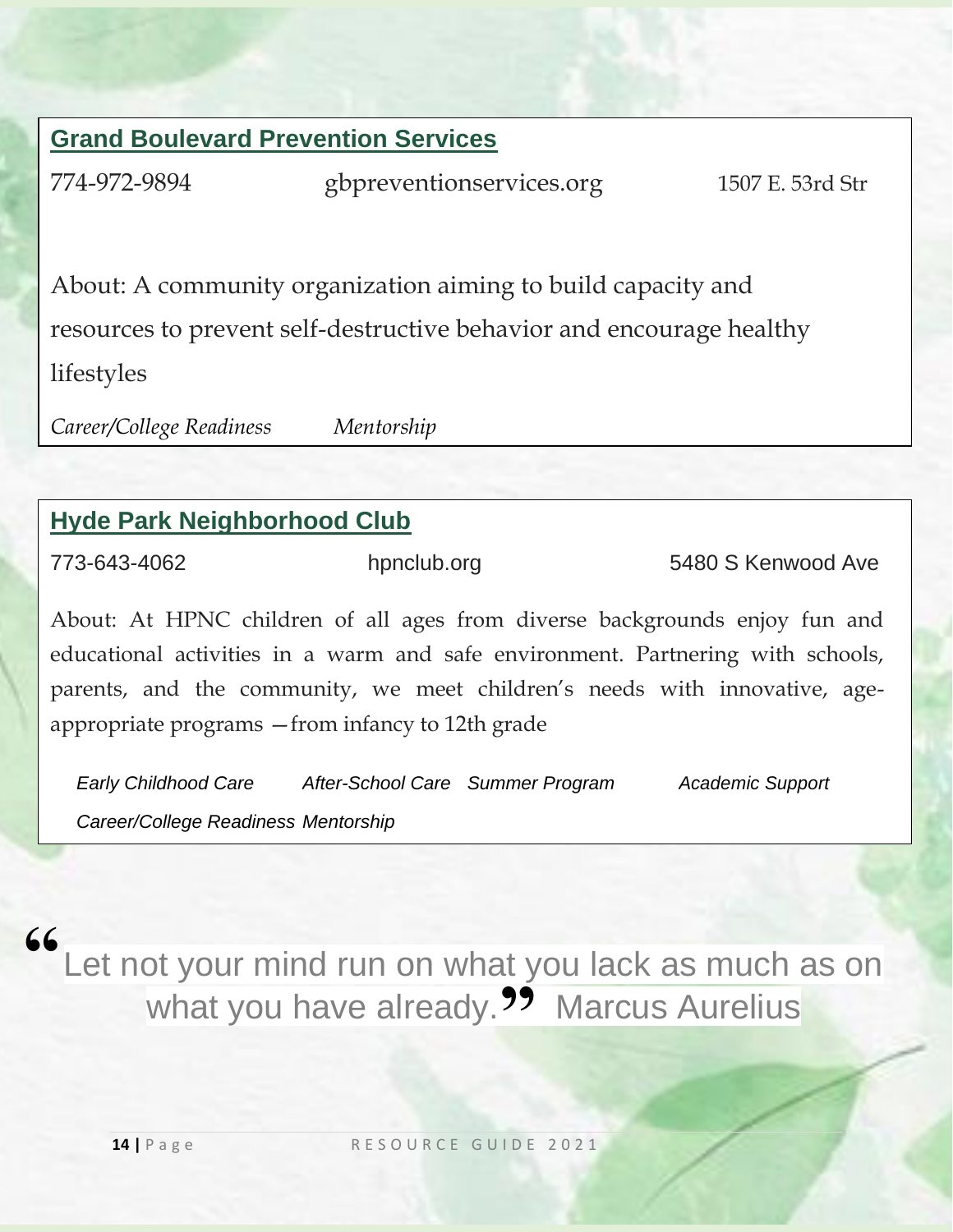## Grand Boulevard Prevention Services

774-972-9894 gbpreventionservices.org 1507 E. 53rd Str

About: A community organization aiming to build capacity and resources to prevent self-destructive behavior and encourage healthy lifestyles

*Career/College Readiness* *Mentorship*

## Hyde Park Neighborhood Club

773-643-4062 hpnclub.org 5480 S Kenwood Ave

About: At HPNC children of all ages from diverse backgrounds enjoy fun and educational activities in a warm and safe environment. Partnering with schools, parents, and the community, we meet children's needs with innovative, age-appropriate programs —from infancy to 12th grade

*Early Childhood Care* *After-School Care* *Summer Program* *Academic Support* *Career/College Readiness* *Mentorship*

"Let not your mind run on what you lack as much as on what you have already." Marcus Aurelius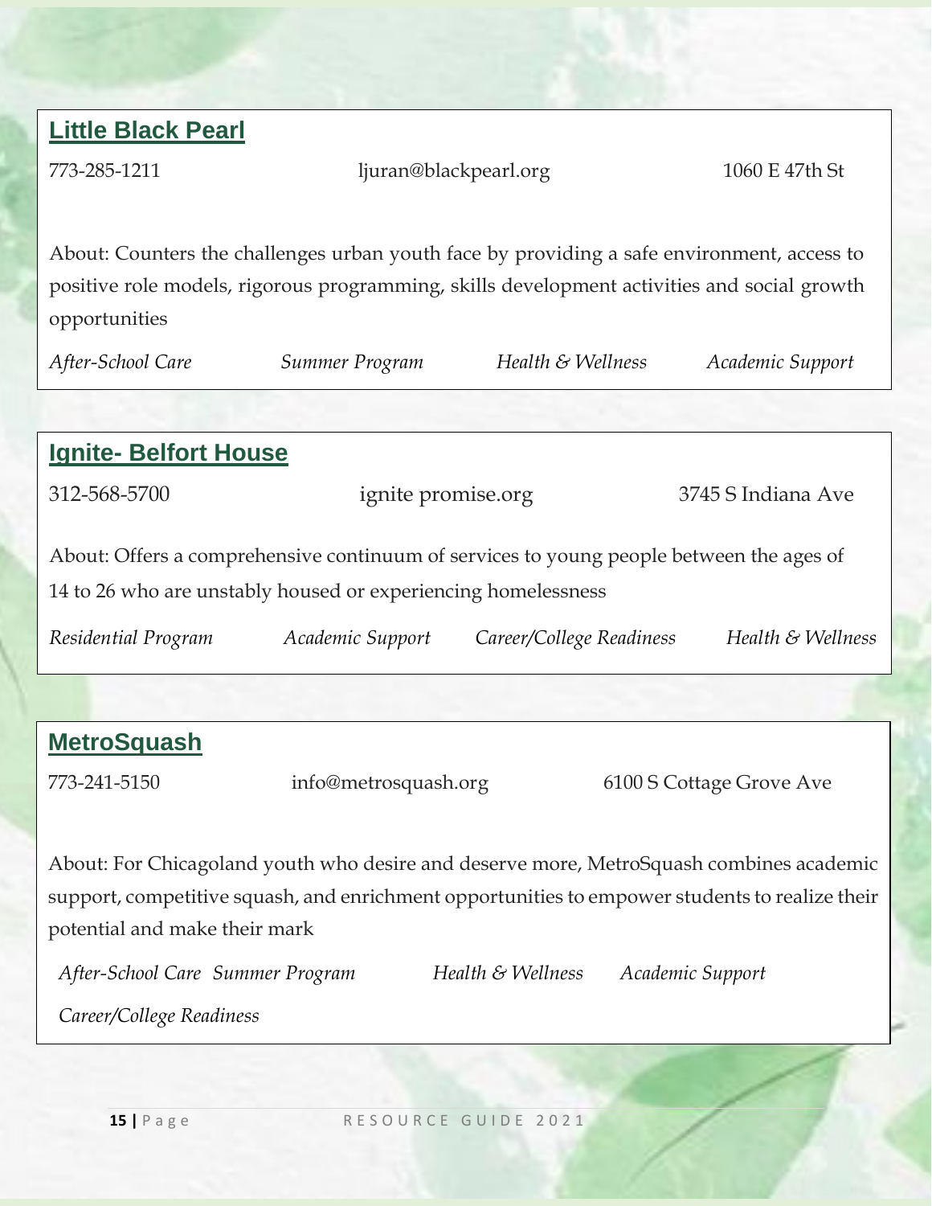## Little Black Pearl

773-285-1211 ljuran@blackpearl.org 1060 E 47th St

About: Counters the challenges urban youth face by providing a safe environment, access to positive role models, rigorous programming, skills development activities and social growth opportunities

*After-School Care* *Summer Program* *Health & Wellness* *Academic Support*

## Ignite- Belfort House

312-568-5700 ignite promise.org 3745 S Indiana Ave

About: Offers a comprehensive continuum of services to young people between the ages of 14 to 26 who are unstably housed or experiencing homelessness

*Residential Program* *Academic Support* *Career/College Readiness* *Health & Wellness*

## MetroSquash

773-241-5150 info@metrosquash.org 6100 S Cottage Grove Ave

About: For Chicagoland youth who desire and deserve more, MetroSquash combines academic support, competitive squash, and enrichment opportunities to empower students to realize their potential and make their mark

*After-School Care* *Summer Program* *Health & Wellness* *Academic Support*

*Career/College Readiness*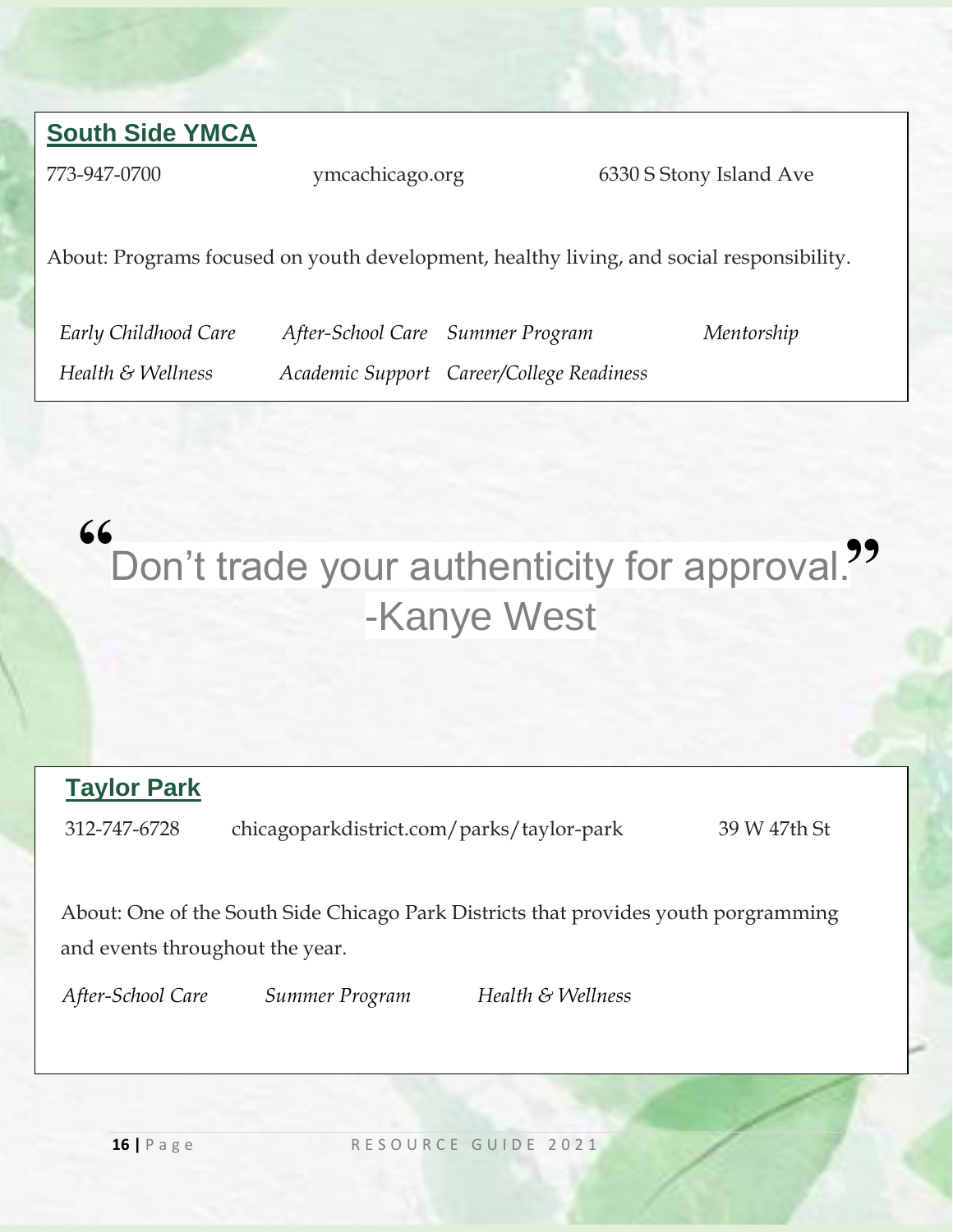## South Side YMCA

773-947-0700 ymcachicago.org 6330 S Stony Island Ave

About: Programs focused on youth development, healthy living, and social responsibility.

*Early Childhood Care* *After-School Care* *Summer Program* *Mentorship*

*Health & Wellness* *Academic Support* *Career/College Readiness*

> "Don't trade your authenticity for approval."
> -Kanye West

## Taylor Park

312-747-6728 chicagoparkdistrict.com/parks/taylor-park 39 W 47th St

About: One of the South Side Chicago Park Districts that provides youth porgramming and events throughout the year.

*After-School Care* *Summer Program* *Health & Wellness*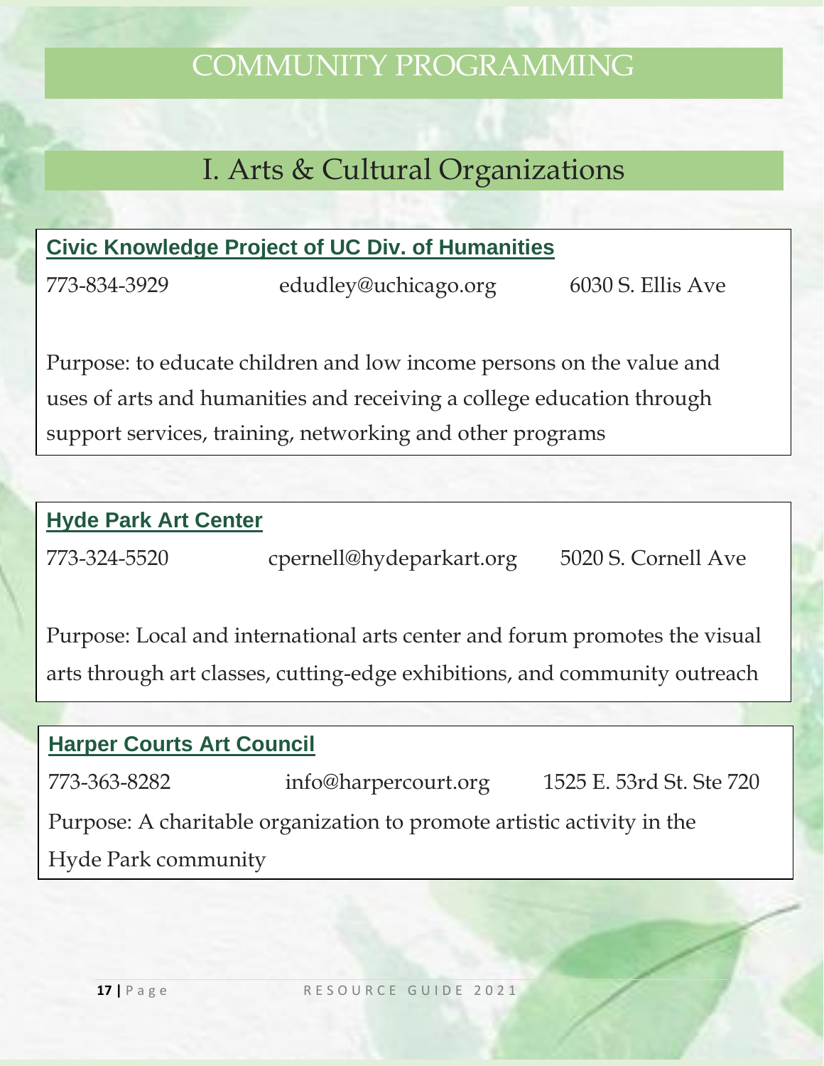# COMMUNITY PROGRAMMING

## I. Arts & Cultural Organizations

### Civic Knowledge Project of UC Div. of Humanities

773-834-3929 edudley@uchicago.org 6030 S. Ellis Ave

Purpose: to educate children and low income persons on the value and uses of arts and humanities and receiving a college education through support services, training, networking and other programs

### Hyde Park Art Center

773-324-5520 cpernell@hydeparkart.org 5020 S. Cornell Ave

Purpose: Local and international arts center and forum promotes the visual arts through art classes, cutting-edge exhibitions, and community outreach

### Harper Courts Art Council

773-363-8282 info@harpercourt.org 1525 E. 53rd St. Ste 720

Purpose: A charitable organization to promote artistic activity in the Hyde Park community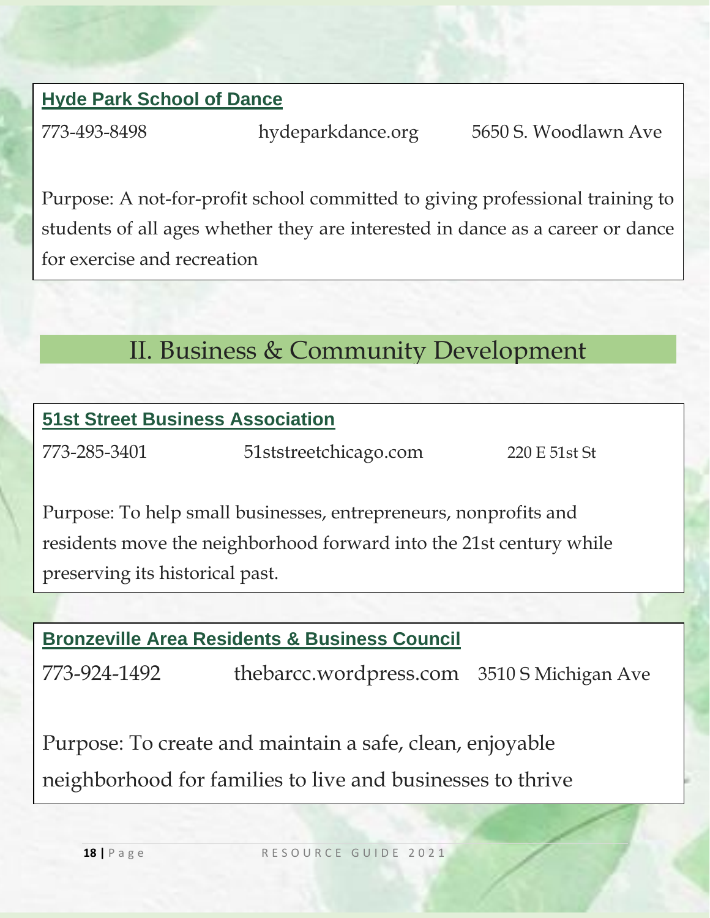### Hyde Park School of Dance

773-493-8498 hydeparkdance.org 5650 S. Woodlawn Ave

Purpose: A not-for-profit school committed to giving professional training to students of all ages whether they are interested in dance as a career or dance for exercise and recreation

## II. Business & Community Development

### 51st Street Business Association

773-285-3401 51ststreetchicago.com 220 E 51st St

Purpose: To help small businesses, entrepreneurs, nonprofits and residents move the neighborhood forward into the 21st century while preserving its historical past.

### Bronzeville Area Residents & Business Council

773-924-1492 thebarcc.wordpress.com 3510 S Michigan Ave

Purpose: To create and maintain a safe, clean, enjoyable neighborhood for families to live and businesses to thrive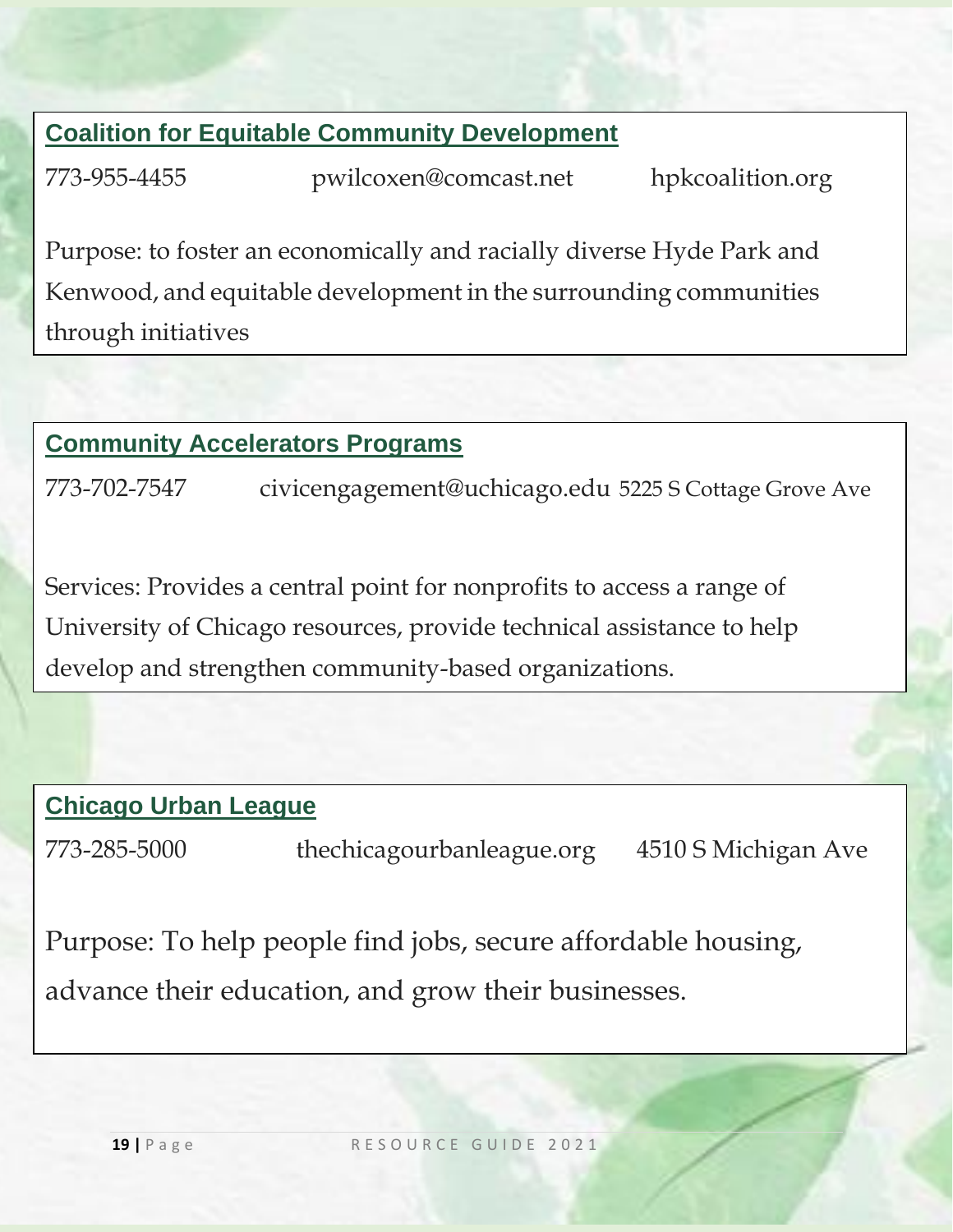## Coalition for Equitable Community Development

773-955-4455 pwilcoxen@comcast.net hpkcoalition.org

Purpose: to foster an economically and racially diverse Hyde Park and Kenwood, and equitable development in the surrounding communities through initiatives

## Community Accelerators Programs

773-702-7547 civicengagement@uchicago.edu 5225 S Cottage Grove Ave

Services: Provides a central point for nonprofits to access a range of University of Chicago resources, provide technical assistance to help develop and strengthen community-based organizations.

## Chicago Urban League

773-285-5000 thechicagourbanleague.org 4510 S Michigan Ave

Purpose: To help people find jobs, secure affordable housing, advance their education, and grow their businesses.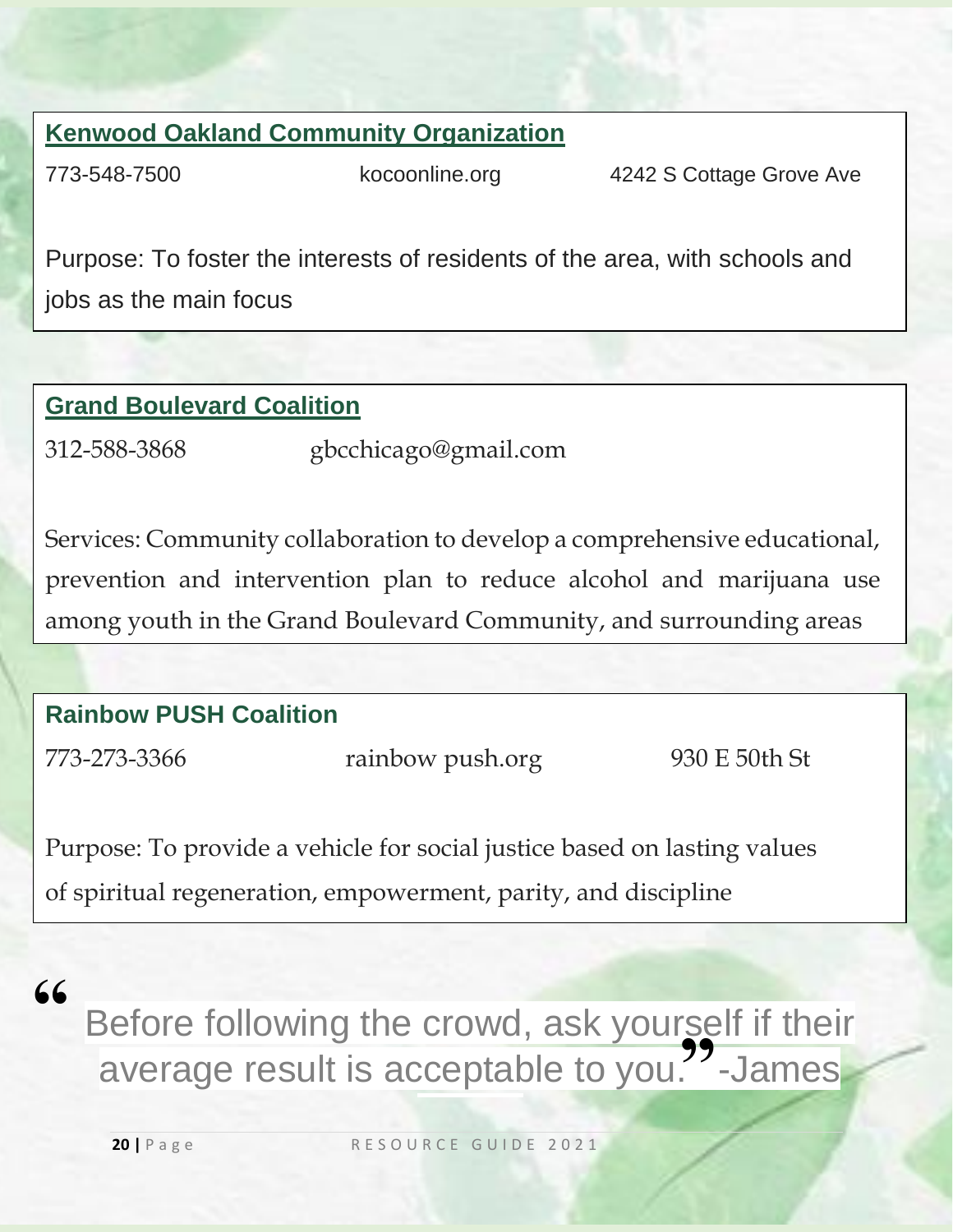### Kenwood Oakland Community Organization

773-548-7500 kocoonline.org 4242 S Cottage Grove Ave

Purpose: To foster the interests of residents of the area, with schools and jobs as the main focus

### Grand Boulevard Coalition

312-588-3868 gbcchicago@gmail.com

Services: Community collaboration to develop a comprehensive educational, prevention and intervention plan to reduce alcohol and marijuana use among youth in the Grand Boulevard Community, and surrounding areas

### Rainbow PUSH Coalition

773-273-3366 rainbow push.org 930 E 50th St

Purpose: To provide a vehicle for social justice based on lasting values of spiritual regeneration, empowerment, parity, and discipline

> "Before following the crowd, ask yourself if their average result is acceptable to you." -James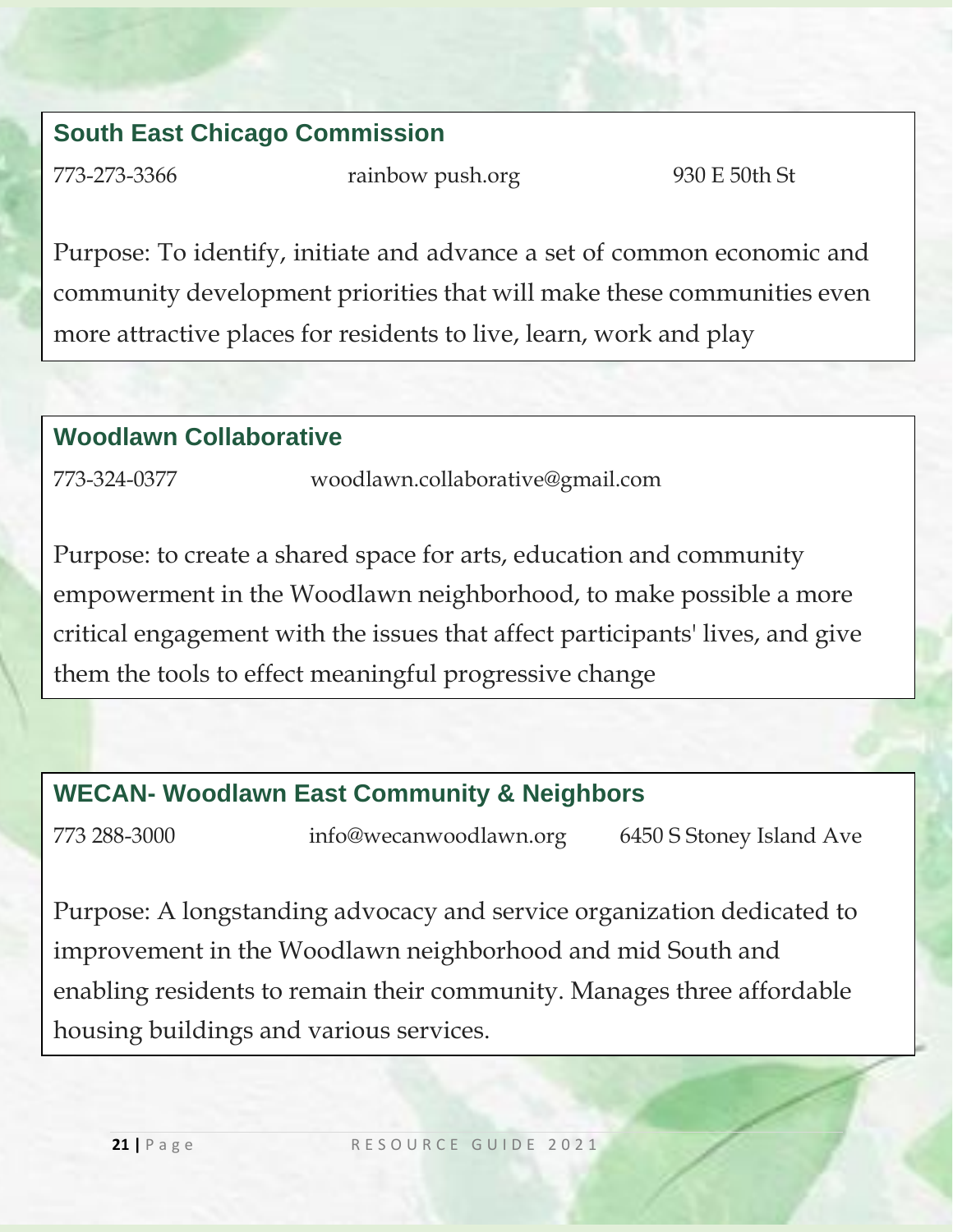## South East Chicago Commission

773-273-3366 rainbow push.org 930 E 50th St

Purpose: To identify, initiate and advance a set of common economic and community development priorities that will make these communities even more attractive places for residents to live, learn, work and play

## Woodlawn Collaborative

773-324-0377 woodlawn.collaborative@gmail.com

Purpose: to create a shared space for arts, education and community empowerment in the Woodlawn neighborhood, to make possible a more critical engagement with the issues that affect participants' lives, and give them the tools to effect meaningful progressive change

## WECAN- Woodlawn East Community & Neighbors

773 288-3000 info@wecanwoodlawn.org 6450 S Stoney Island Ave

Purpose: A longstanding advocacy and service organization dedicated to improvement in the Woodlawn neighborhood and mid South and enabling residents to remain their community. Manages three affordable housing buildings and various services.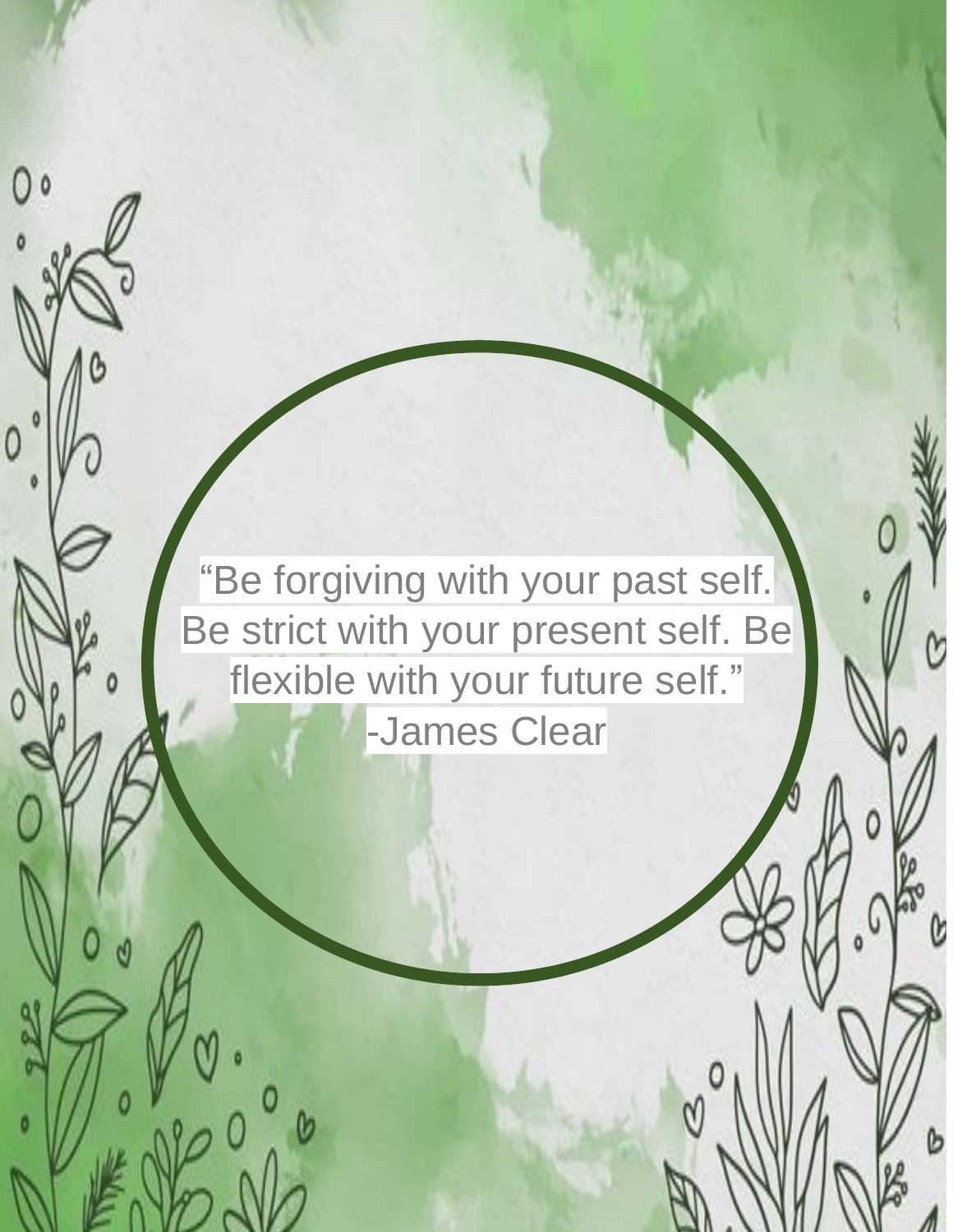"Be forgiving with your past self. Be strict with your present self. Be flexible with your future self."

-James Clear